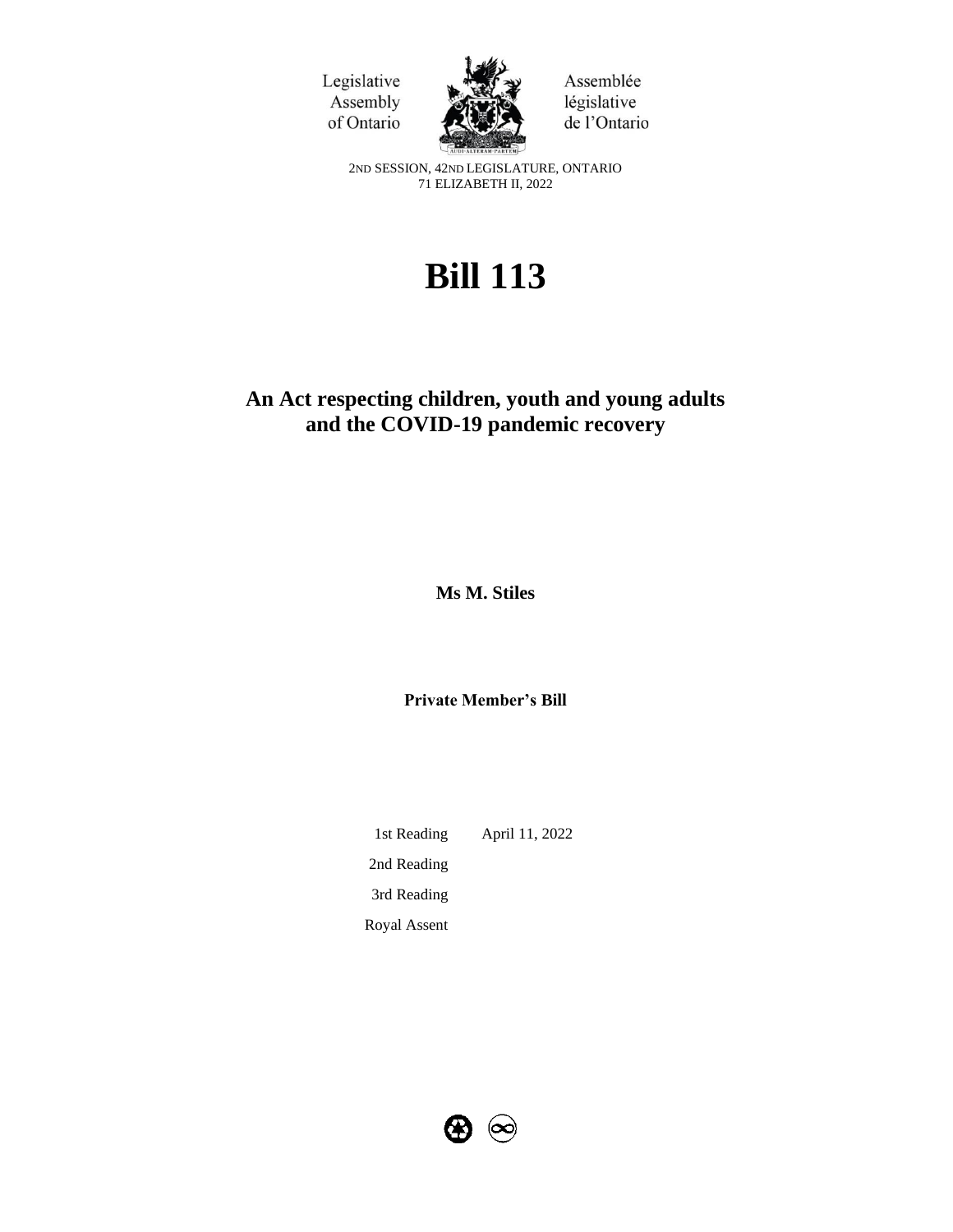Legislative Assembly of Ontario

Assemblée législative de l'Ontario

2ND SESSION, 42ND LEGISLATURE, ONTARIO
71 ELIZABETH II, 2022

# Bill 113

## An Act respecting children, youth and young adults and the COVID-19 pandemic recovery

**Ms M. Stiles**

**Private Member's Bill**

| | |
|---|---|
| 1st Reading | April 11, 2022 |
| 2nd Reading | |
| 3rd Reading | |
| Royal Assent | |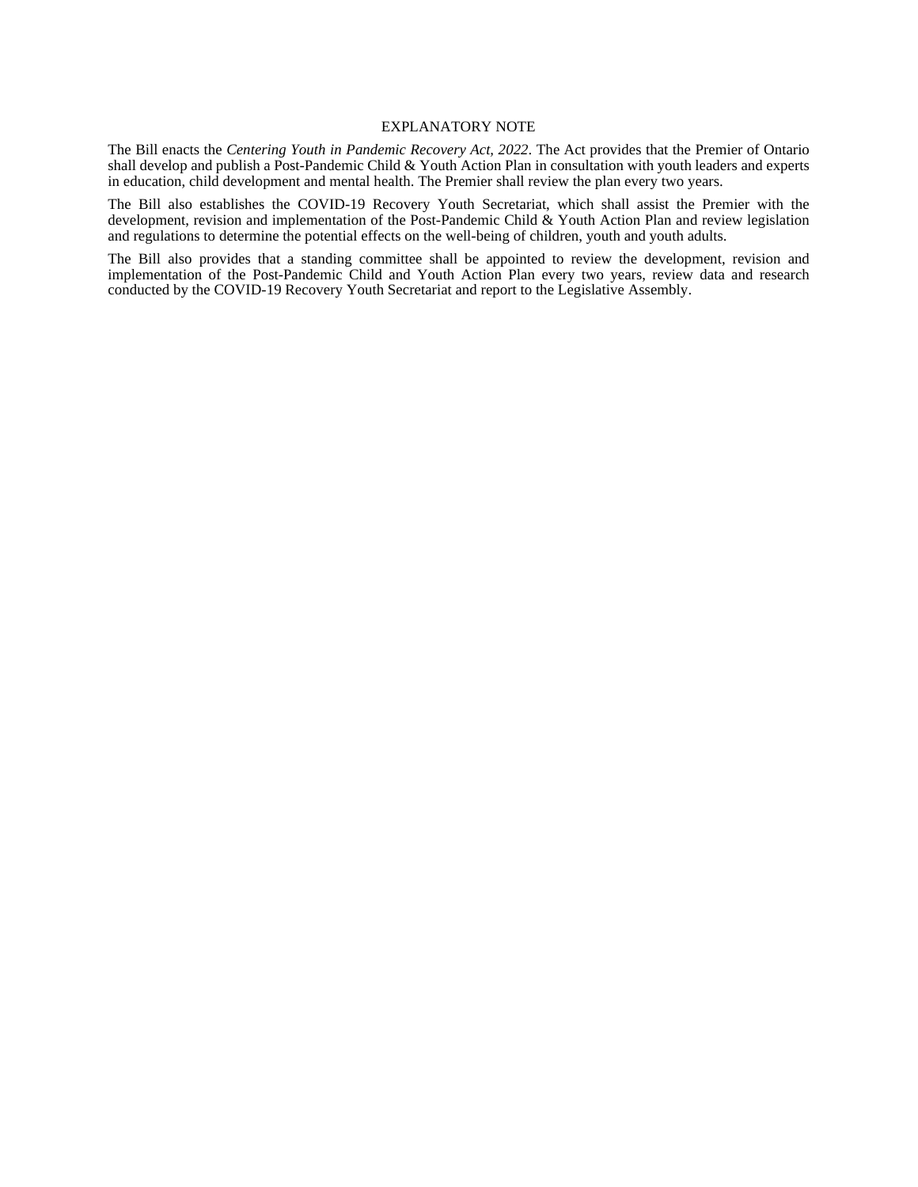## EXPLANATORY NOTE

The Bill enacts the *Centering Youth in Pandemic Recovery Act, 2022*. The Act provides that the Premier of Ontario shall develop and publish a Post-Pandemic Child & Youth Action Plan in consultation with youth leaders and experts in education, child development and mental health. The Premier shall review the plan every two years.

The Bill also establishes the COVID-19 Recovery Youth Secretariat, which shall assist the Premier with the development, revision and implementation of the Post-Pandemic Child & Youth Action Plan and review legislation and regulations to determine the potential effects on the well-being of children, youth and youth adults.

The Bill also provides that a standing committee shall be appointed to review the development, revision and implementation of the Post-Pandemic Child and Youth Action Plan every two years, review data and research conducted by the COVID-19 Recovery Youth Secretariat and report to the Legislative Assembly.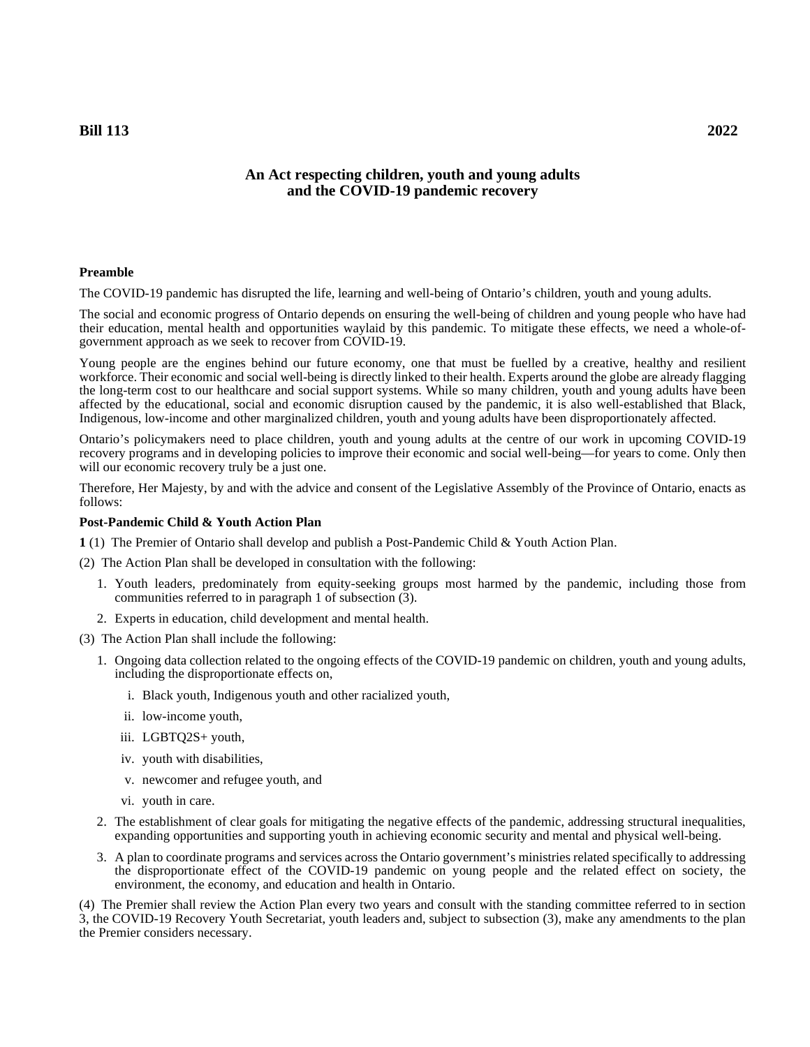**Bill 113** **2022**

## An Act respecting children, youth and young adults and the COVID-19 pandemic recovery

**Preamble**

The COVID-19 pandemic has disrupted the life, learning and well-being of Ontario's children, youth and young adults.

The social and economic progress of Ontario depends on ensuring the well-being of children and young people who have had their education, mental health and opportunities waylaid by this pandemic. To mitigate these effects, we need a whole-of-government approach as we seek to recover from COVID-19.

Young people are the engines behind our future economy, one that must be fuelled by a creative, healthy and resilient workforce. Their economic and social well-being is directly linked to their health. Experts around the globe are already flagging the long-term cost to our healthcare and social support systems. While so many children, youth and young adults have been affected by the educational, social and economic disruption caused by the pandemic, it is also well-established that Black, Indigenous, low-income and other marginalized children, youth and young adults have been disproportionately affected.

Ontario's policymakers need to place children, youth and young adults at the centre of our work in upcoming COVID-19 recovery programs and in developing policies to improve their economic and social well-being—for years to come. Only then will our economic recovery truly be a just one.

Therefore, Her Majesty, by and with the advice and consent of the Legislative Assembly of the Province of Ontario, enacts as follows:

**Post-Pandemic Child & Youth Action Plan**

**1** (1) The Premier of Ontario shall develop and publish a Post-Pandemic Child & Youth Action Plan.

(2) The Action Plan shall be developed in consultation with the following:

1. Youth leaders, predominately from equity-seeking groups most harmed by the pandemic, including those from communities referred to in paragraph 1 of subsection (3).
2. Experts in education, child development and mental health.

(3) The Action Plan shall include the following:

1. Ongoing data collection related to the ongoing effects of the COVID-19 pandemic on children, youth and young adults, including the disproportionate effects on,
   - i. Black youth, Indigenous youth and other racialized youth,
   - ii. low-income youth,
   - iii. LGBTQ2S+ youth,
   - iv. youth with disabilities,
   - v. newcomer and refugee youth, and
   - vi. youth in care.
2. The establishment of clear goals for mitigating the negative effects of the pandemic, addressing structural inequalities, expanding opportunities and supporting youth in achieving economic security and mental and physical well-being.
3. A plan to coordinate programs and services across the Ontario government's ministries related specifically to addressing the disproportionate effect of the COVID-19 pandemic on young people and the related effect on society, the environment, the economy, and education and health in Ontario.

(4) The Premier shall review the Action Plan every two years and consult with the standing committee referred to in section 3, the COVID-19 Recovery Youth Secretariat, youth leaders and, subject to subsection (3), make any amendments to the plan the Premier considers necessary.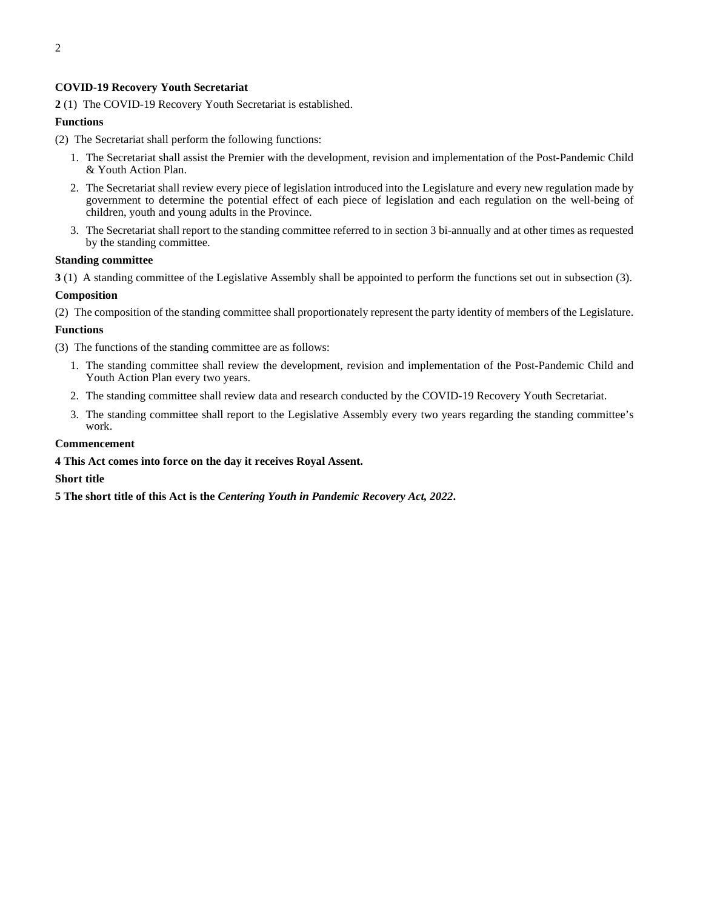**COVID-19 Recovery Youth Secretariat**

**2** (1) The COVID-19 Recovery Youth Secretariat is established.

**Functions**

(2) The Secretariat shall perform the following functions:

1. The Secretariat shall assist the Premier with the development, revision and implementation of the Post-Pandemic Child & Youth Action Plan.
2. The Secretariat shall review every piece of legislation introduced into the Legislature and every new regulation made by government to determine the potential effect of each piece of legislation and each regulation on the well-being of children, youth and young adults in the Province.
3. The Secretariat shall report to the standing committee referred to in section 3 bi-annually and at other times as requested by the standing committee.

**Standing committee**

**3** (1) A standing committee of the Legislative Assembly shall be appointed to perform the functions set out in subsection (3).

**Composition**

(2) The composition of the standing committee shall proportionately represent the party identity of members of the Legislature.

**Functions**

(3) The functions of the standing committee are as follows:

1. The standing committee shall review the development, revision and implementation of the Post-Pandemic Child and Youth Action Plan every two years.
2. The standing committee shall review data and research conducted by the COVID-19 Recovery Youth Secretariat.
3. The standing committee shall report to the Legislative Assembly every two years regarding the standing committee's work.

**Commencement**

**4 This Act comes into force on the day it receives Royal Assent.**

**Short title**

**5 The short title of this Act is the *Centering Youth in Pandemic Recovery Act, 2022*.**